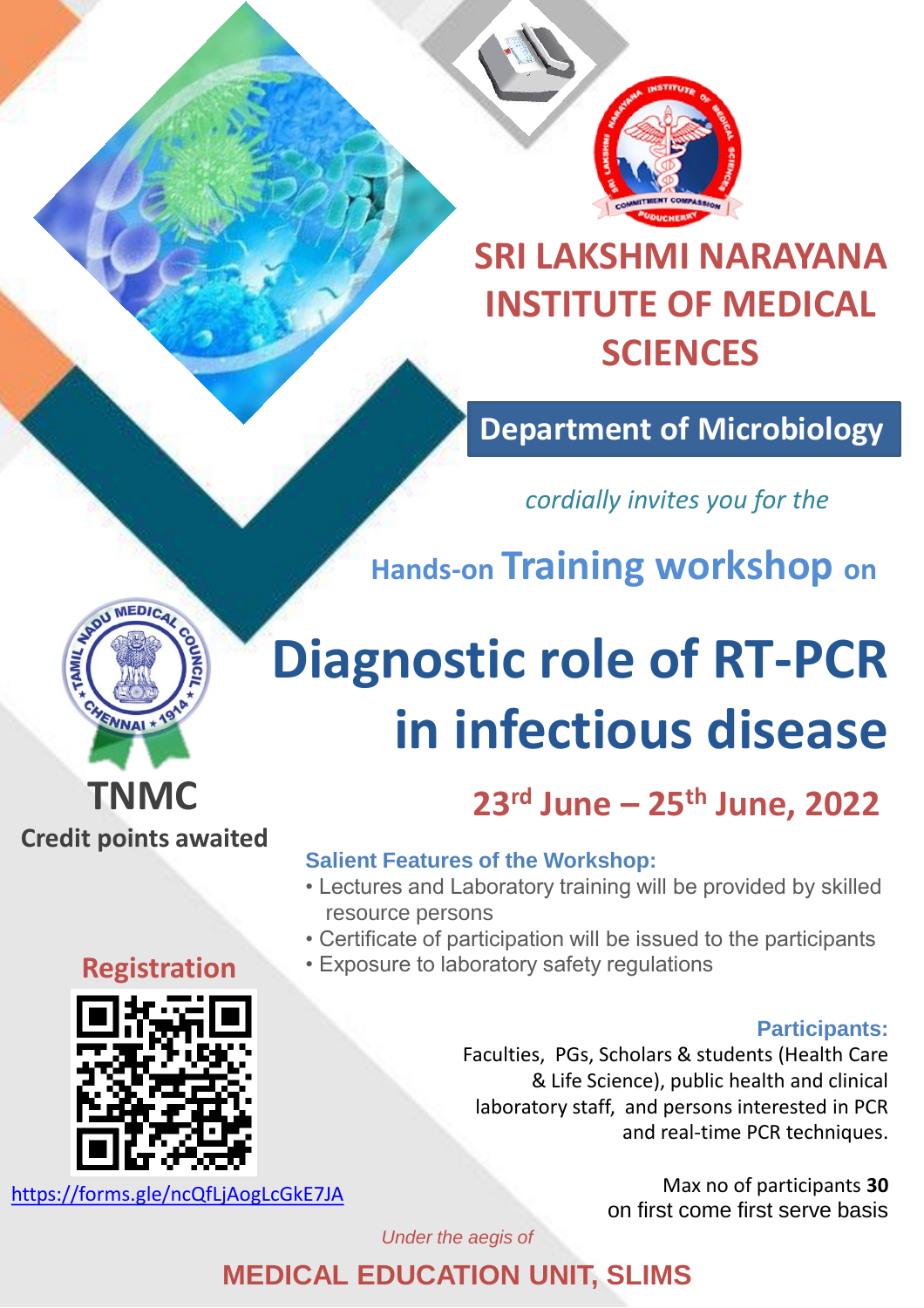# SRI LAKSHMI NARAYANA INSTITUTE OF MEDICAL SCIENCES

## Department of Microbiology

*cordially invites you for the*

### Hands-on Training workshop on

# Diagnostic role of RT-PCR in infectious disease

## 23rd June – 25th June, 2022

**TNMC**

**Credit points awaited**

**Salient Features of the Workshop:**

- Lectures and Laboratory training will be provided by skilled resource persons
- Certificate of participation will be issued to the participants
- Exposure to laboratory safety regulations

**Registration**

https://forms.gle/ncQfLjAogLcGkE7JA

**Participants:**

Faculties, PGs, Scholars & students (Health Care & Life Science), public health and clinical laboratory staff, and persons interested in PCR and real-time PCR techniques.

Max no of participants **30** on first come first serve basis

*Under the aegis of*

**MEDICAL EDUCATION UNIT, SLIMS**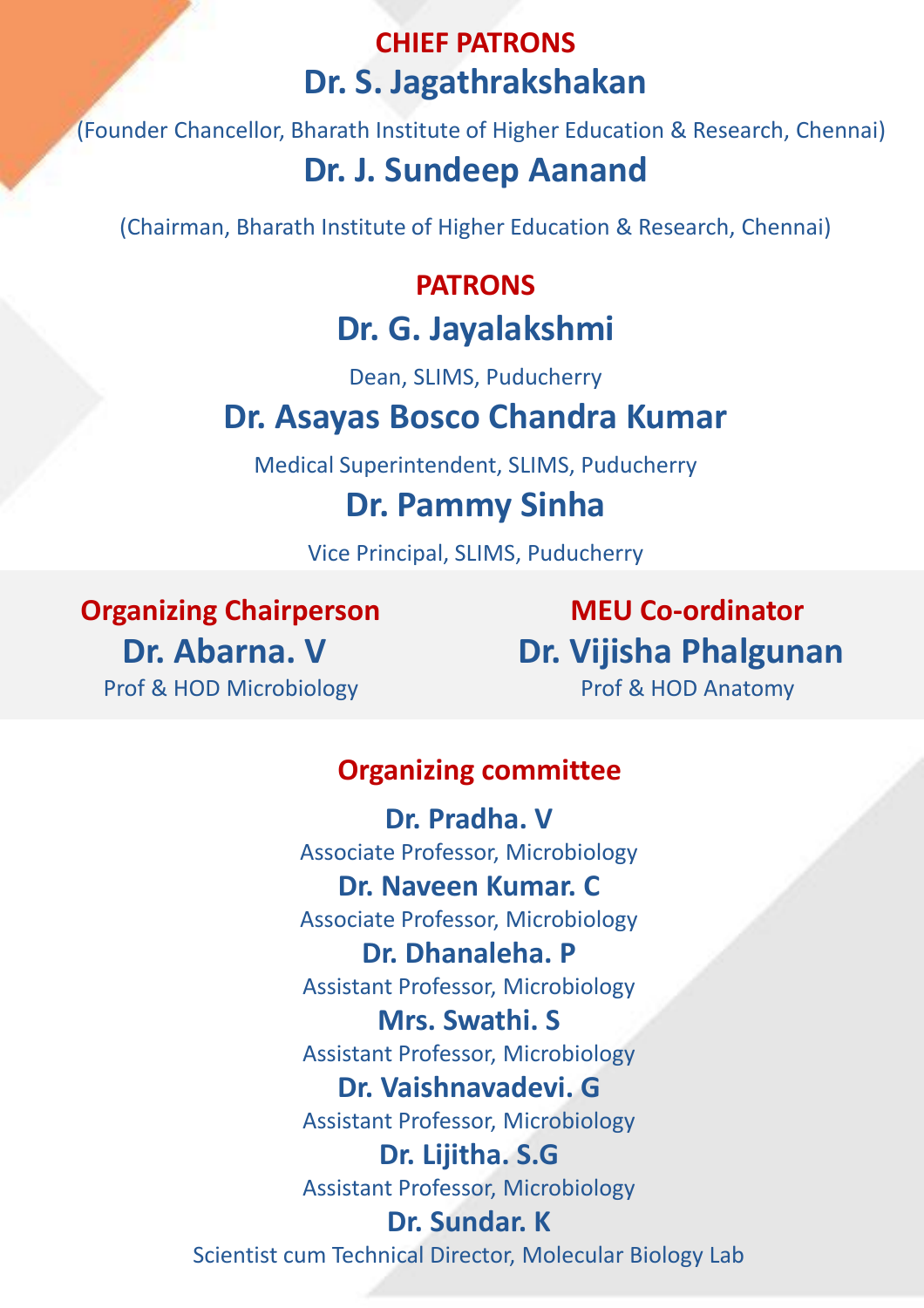## CHIEF PATRONS

**Dr. S. Jagathrakshakan**

(Founder Chancellor, Bharath Institute of Higher Education & Research, Chennai)

**Dr. J. Sundeep Aanand**

(Chairman, Bharath Institute of Higher Education & Research, Chennai)

## PATRONS

**Dr. G. Jayalakshmi**

Dean, SLIMS, Puducherry

**Dr. Asayas Bosco Chandra Kumar**

Medical Superintendent, SLIMS, Puducherry

**Dr. Pammy Sinha**

Vice Principal, SLIMS, Puducherry

## Organizing Chairperson

**Dr. Abarna. V**

Prof & HOD Microbiology

## MEU Co-ordinator

**Dr. Vijisha Phalgunan**

Prof & HOD Anatomy

## Organizing committee

**Dr. Pradha. V**

Associate Professor, Microbiology

**Dr. Naveen Kumar. C**

Associate Professor, Microbiology

**Dr. Dhanaleha. P**

Assistant Professor, Microbiology

**Mrs. Swathi. S**

Assistant Professor, Microbiology

**Dr. Vaishnavadevi. G**

Assistant Professor, Microbiology

**Dr. Lijitha. S.G**

Assistant Professor, Microbiology

**Dr. Sundar. K**

Scientist cum Technical Director, Molecular Biology Lab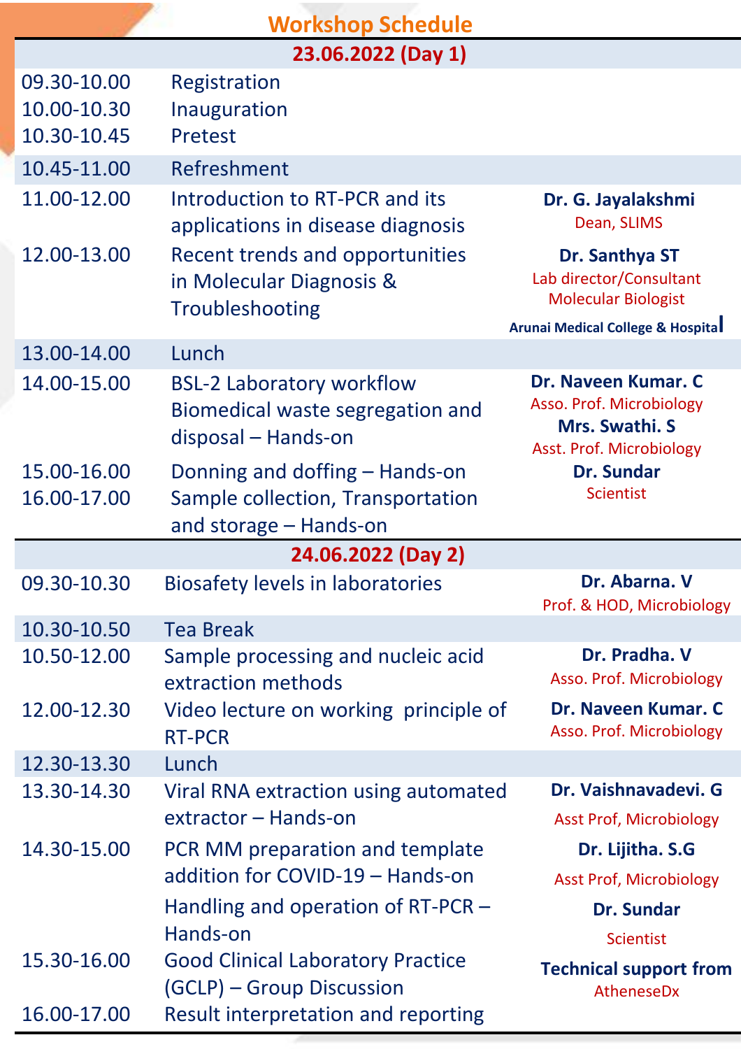# Workshop Schedule

| 23.06.2022 (Day 1) | | |
|---|---|---|
| 09.30-10.00 | Registration | |
| 10.00-10.30 | Inauguration | |
| 10.30-10.45 | Pretest | |
| 10.45-11.00 | Refreshment | |
| 11.00-12.00 | Introduction to RT-PCR and its applications in disease diagnosis | **Dr. G. Jayalakshmi** Dean, SLIMS |
| 12.00-13.00 | Recent trends and opportunities in Molecular Diagnosis & Troubleshooting | **Dr. Santhya ST** Lab director/Consultant Molecular Biologist **Arunai Medical College & Hospital** |
| 13.00-14.00 | Lunch | |
| 14.00-15.00 | BSL-2 Laboratory workflow Biomedical waste segregation and disposal – Hands-on | **Dr. Naveen Kumar. C** Asso. Prof. Microbiology **Mrs. Swathi. S** Asst. Prof. Microbiology **Dr. Sundar** Scientist |
| 15.00-16.00 | Donning and doffing – Hands-on | |
| 16.00-17.00 | Sample collection, Transportation and storage – Hands-on | |

| 24.06.2022 (Day 2) | | |
|---|---|---|
| 09.30-10.30 | Biosafety levels in laboratories | **Dr. Abarna. V** Prof. & HOD, Microbiology |
| 10.30-10.50 | Tea Break | |
| 10.50-12.00 | Sample processing and nucleic acid extraction methods | **Dr. Pradha. V** Asso. Prof. Microbiology |
| 12.00-12.30 | Video lecture on working principle of RT-PCR | **Dr. Naveen Kumar. C** Asso. Prof. Microbiology |
| 12.30-13.30 | Lunch | |
| 13.30-14.30 | Viral RNA extraction using automated extractor – Hands-on | **Dr. Vaishnavadevi. G** Asst Prof, Microbiology |
| 14.30-15.00 | PCR MM preparation and template addition for COVID-19 – Hands-on | **Dr. Lijitha. S.G** Asst Prof, Microbiology |
| | Handling and operation of RT-PCR – Hands-on | **Dr. Sundar** Scientist |
| 15.30-16.00 | Good Clinical Laboratory Practice (GCLP) – Group Discussion | **Technical support from** AtheneseDx |
| 16.00-17.00 | Result interpretation and reporting | |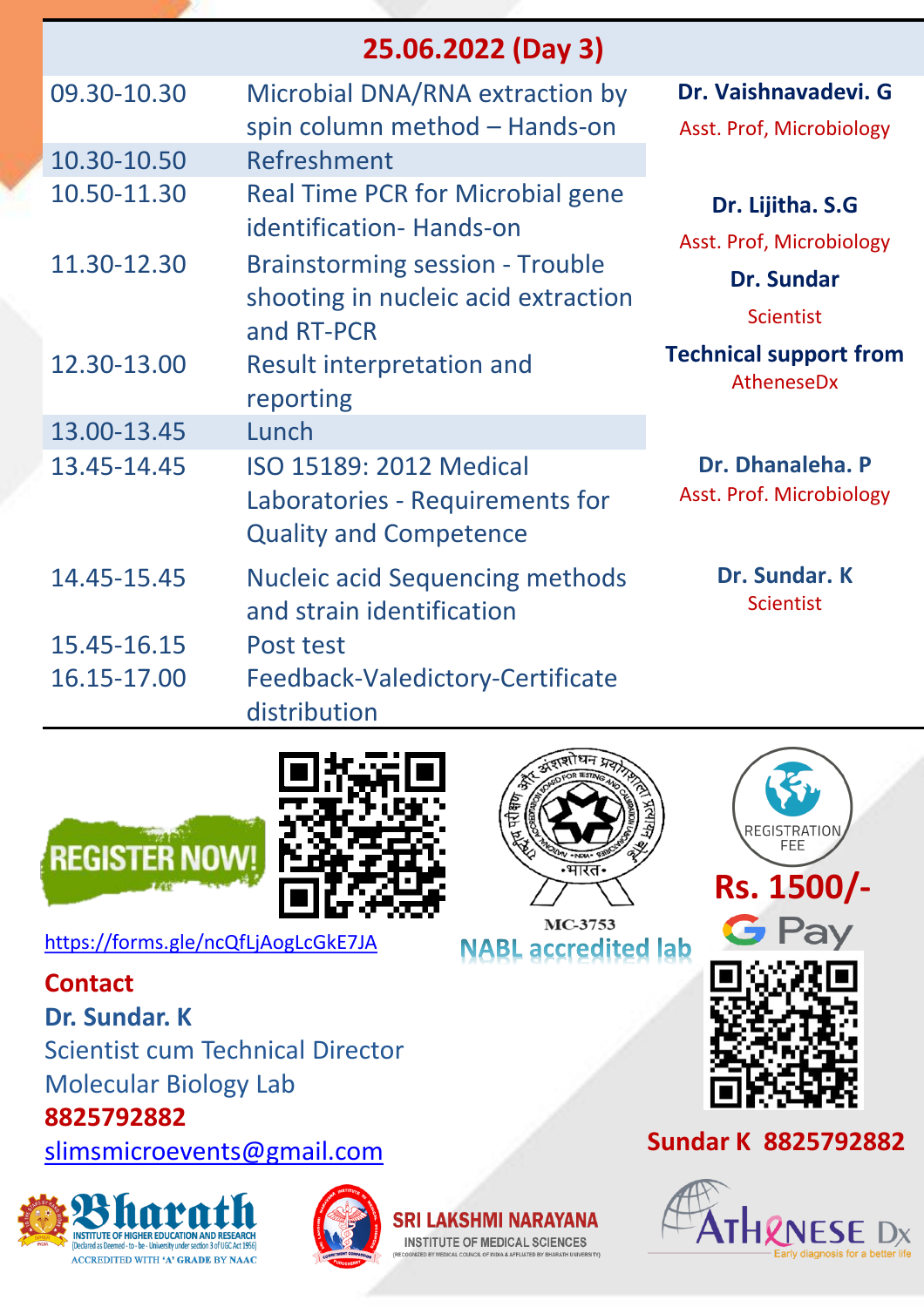## 25.06.2022 (Day 3)

| | | |
|---|---|---|
| 09.30-10.30 | Microbial DNA/RNA extraction by spin column method – Hands-on | **Dr. Vaishnavadevi. G** Asst. Prof, Microbiology |
| 10.30-10.50 | Refreshment | |
| 10.50-11.30 | Real Time PCR for Microbial gene identification- Hands-on | **Dr. Lijitha. S.G** Asst. Prof, Microbiology |
| 11.30-12.30 | Brainstorming session - Trouble shooting in nucleic acid extraction and RT-PCR | **Dr. Sundar** Scientist |
| 12.30-13.00 | Result interpretation and reporting | **Technical support from** AtheneseDx |
| 13.00-13.45 | Lunch | |
| 13.45-14.45 | ISO 15189: 2012 Medical Laboratories - Requirements for Quality and Competence | **Dr. Dhanaleha. P** Asst. Prof. Microbiology |
| 14.45-15.45 | Nucleic acid Sequencing methods and strain identification | **Dr. Sundar. K** Scientist |
| 15.45-16.15 | Post test | |
| 16.15-17.00 | Feedback-Valedictory-Certificate distribution | |

REGISTER NOW!

https://forms.gle/ncQfLjAogLcGkE7JA

MC-3753

NABL accredited lab

REGISTRATION FEE

**Rs. 1500/-**

G Pay

**Sundar K 8825792882**

**Contact**

**Dr. Sundar. K**

Scientist cum Technical Director

Molecular Biology Lab

**8825792882**

slimsmicroevents@gmail.com

Bharath Institute of Higher Education and Research (Declared as Deemed - to - be - University under section 3 of UGC Act 1956) ACCREDITED WITH 'A' GRADE BY NAAC

SRI LAKSHMI NARAYANA INSTITUTE OF MEDICAL SCIENCES (RECOGNIZED BY MEDICAL COUNCIL OF INDIA & AFFILIATED BY BHARATH UNIVERSITY)

ATHENESE Dx Early diagnosis for a better life